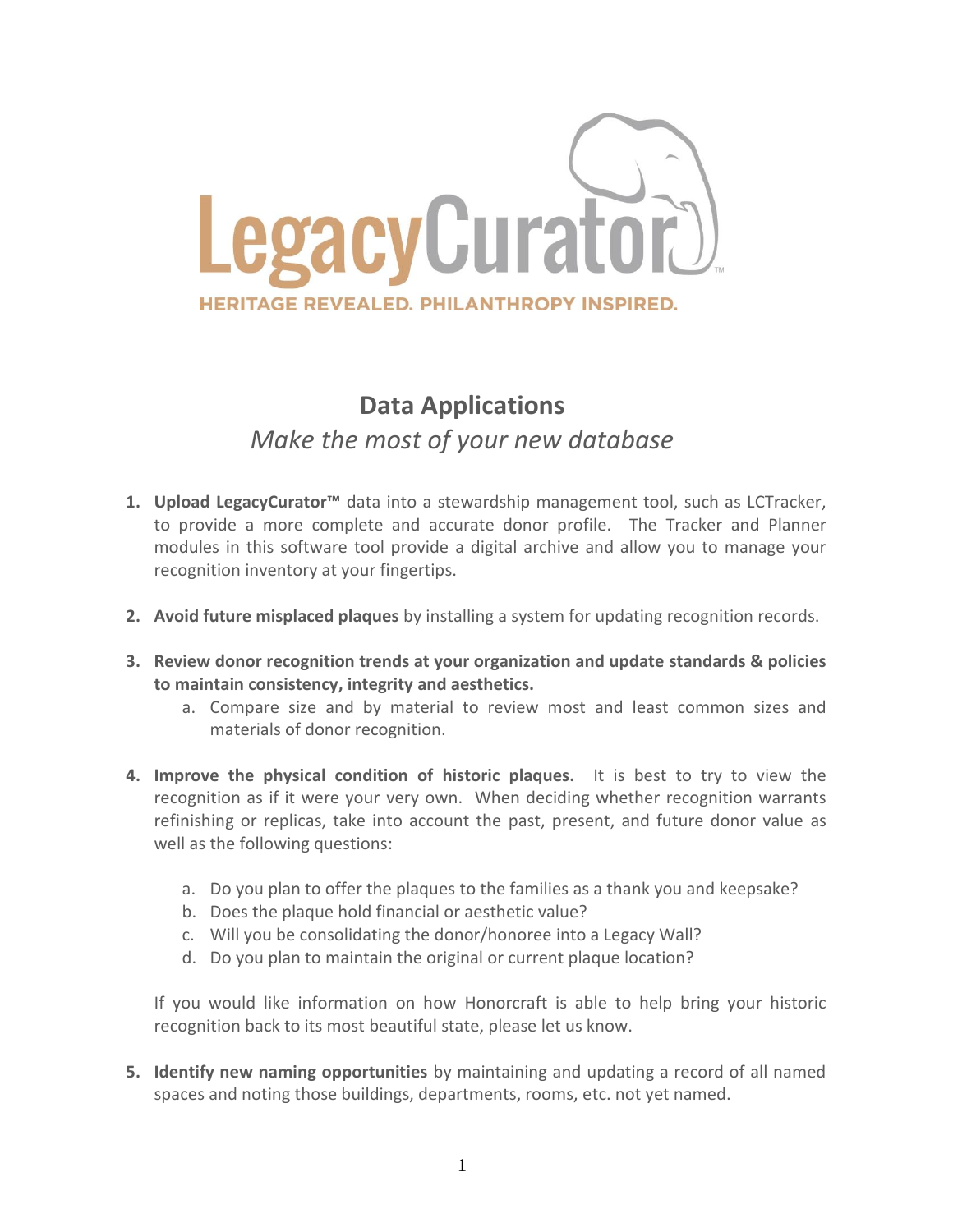LegacyCurator™

HERITAGE REVEALED. PHILANTHROPY INSPIRED.

## Data Applications

*Make the most of your new database*

1. **Upload LegacyCurator™** data into a stewardship management tool, such as LCTracker, to provide a more complete and accurate donor profile. The Tracker and Planner modules in this software tool provide a digital archive and allow you to manage your recognition inventory at your fingertips.

2. **Avoid future misplaced plaques** by installing a system for updating recognition records.

3. **Review donor recognition trends at your organization and update standards & policies to maintain consistency, integrity and aesthetics.**
   a. Compare size and by material to review most and least common sizes and materials of donor recognition.

4. **Improve the physical condition of historic plaques.** It is best to try to view the recognition as if it were your very own. When deciding whether recognition warrants refinishing or replicas, take into account the past, present, and future donor value as well as the following questions:

   a. Do you plan to offer the plaques to the families as a thank you and keepsake?
   b. Does the plaque hold financial or aesthetic value?
   c. Will you be consolidating the donor/honoree into a Legacy Wall?
   d. Do you plan to maintain the original or current plaque location?

   If you would like information on how Honorcraft is able to help bring your historic recognition back to its most beautiful state, please let us know.

5. **Identify new naming opportunities** by maintaining and updating a record of all named spaces and noting those buildings, departments, rooms, etc. not yet named.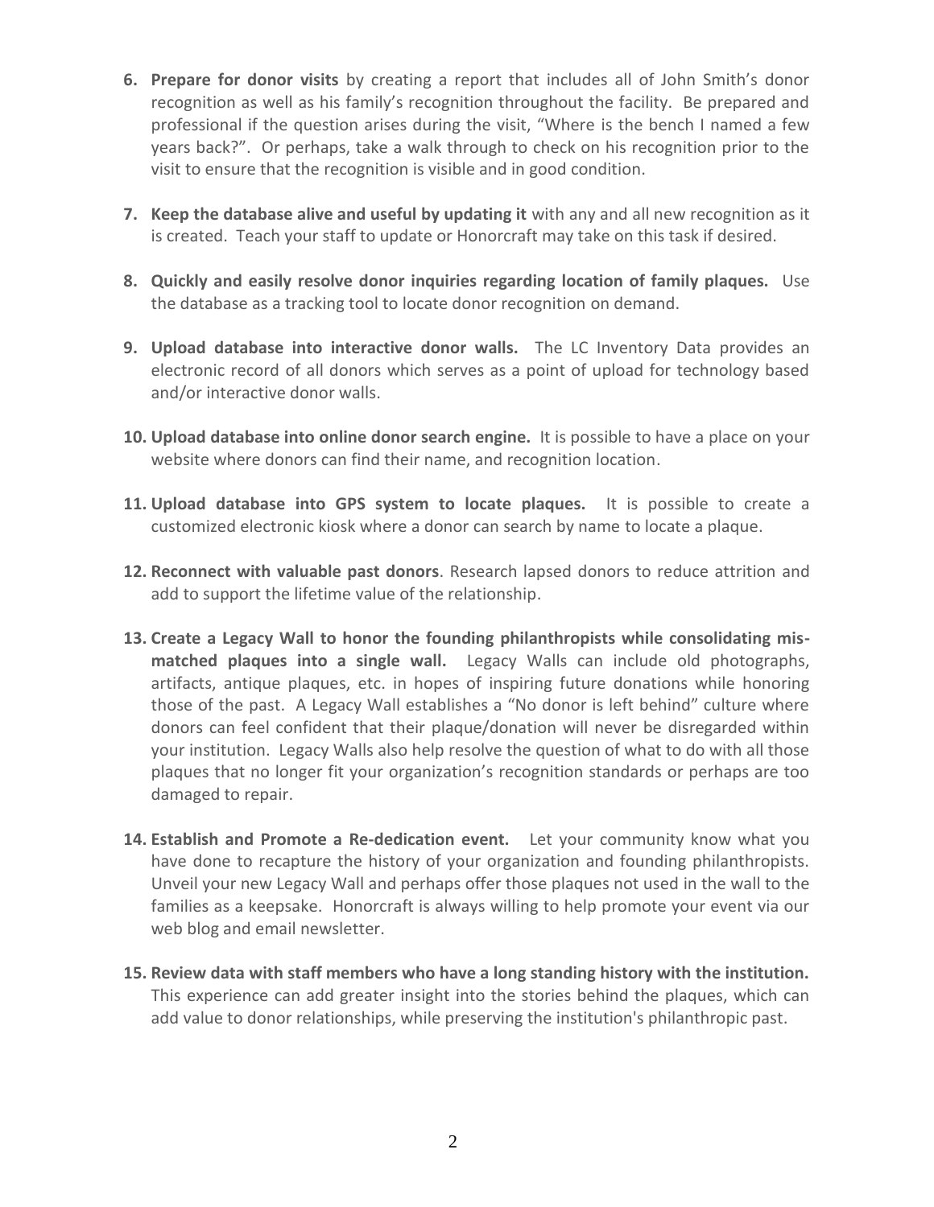6. **Prepare for donor visits** by creating a report that includes all of John Smith's donor recognition as well as his family's recognition throughout the facility. Be prepared and professional if the question arises during the visit, "Where is the bench I named a few years back?". Or perhaps, take a walk through to check on his recognition prior to the visit to ensure that the recognition is visible and in good condition.

7. **Keep the database alive and useful by updating it** with any and all new recognition as it is created. Teach your staff to update or Honorcraft may take on this task if desired.

8. **Quickly and easily resolve donor inquiries regarding location of family plaques.** Use the database as a tracking tool to locate donor recognition on demand.

9. **Upload database into interactive donor walls.** The LC Inventory Data provides an electronic record of all donors which serves as a point of upload for technology based and/or interactive donor walls.

10. **Upload database into online donor search engine.** It is possible to have a place on your website where donors can find their name, and recognition location.

11. **Upload database into GPS system to locate plaques.** It is possible to create a customized electronic kiosk where a donor can search by name to locate a plaque.

12. **Reconnect with valuable past donors**. Research lapsed donors to reduce attrition and add to support the lifetime value of the relationship.

13. **Create a Legacy Wall to honor the founding philanthropists while consolidating mis-matched plaques into a single wall.** Legacy Walls can include old photographs, artifacts, antique plaques, etc. in hopes of inspiring future donations while honoring those of the past. A Legacy Wall establishes a "No donor is left behind" culture where donors can feel confident that their plaque/donation will never be disregarded within your institution. Legacy Walls also help resolve the question of what to do with all those plaques that no longer fit your organization's recognition standards or perhaps are too damaged to repair.

14. **Establish and Promote a Re-dedication event.** Let your community know what you have done to recapture the history of your organization and founding philanthropists. Unveil your new Legacy Wall and perhaps offer those plaques not used in the wall to the families as a keepsake. Honorcraft is always willing to help promote your event via our web blog and email newsletter.

15. **Review data with staff members who have a long standing history with the institution.** This experience can add greater insight into the stories behind the plaques, which can add value to donor relationships, while preserving the institution's philanthropic past.